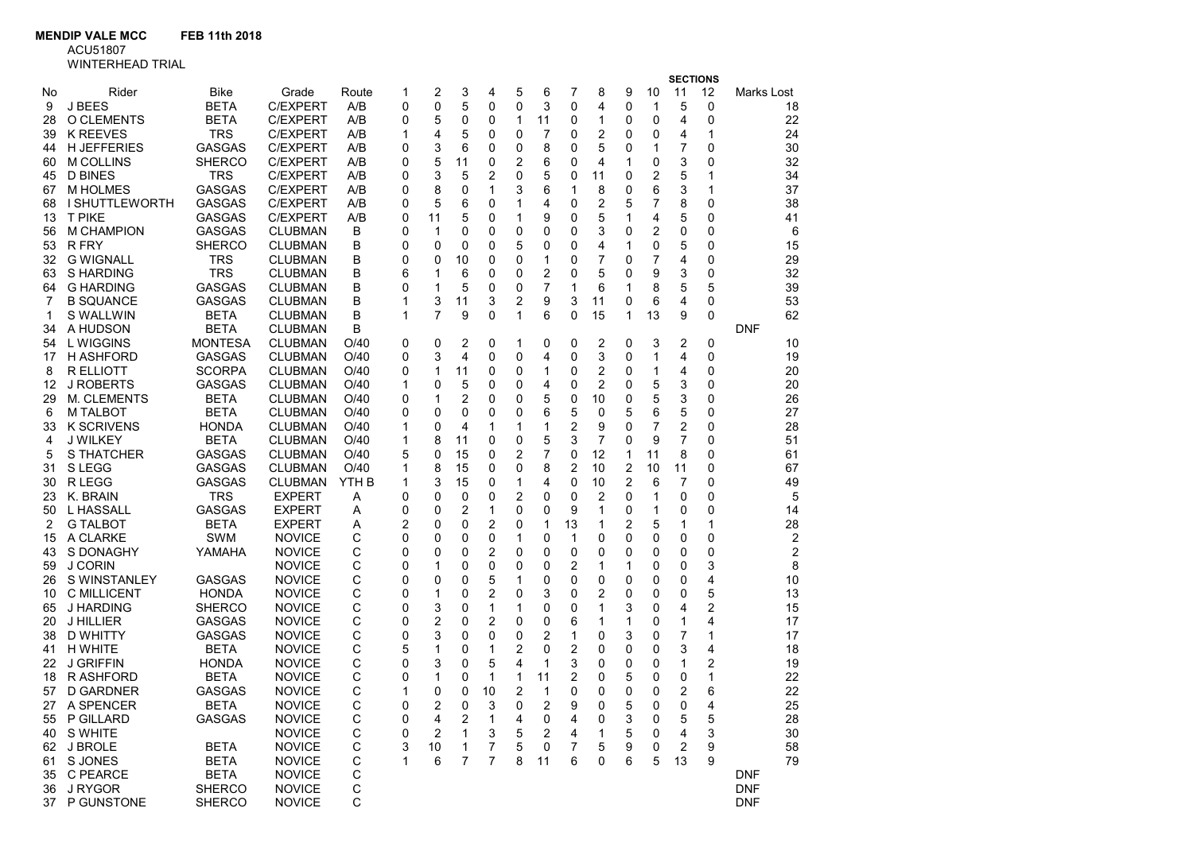**MENDIP VALE MCC** **FEB 11th 2018**

ACU51807

WINTERHEAD TRIAL

| No | Rider | Bike | Grade | Route | SECTIONS 1 | 2 | 3 | 4 | 5 | 6 | 7 | 8 | 9 | 10 | 11 | 12 | Marks Lost |
|---|---|---|---|---|---|---|---|---|---|---|---|---|---|---|---|---|---|
| 9 | J BEES | BETA | C/EXPERT | A/B | 0 | 0 | 5 | 0 | 0 | 3 | 0 | 4 | 0 | 1 | 5 | 0 | 18 |
| 28 | O CLEMENTS | BETA | C/EXPERT | A/B | 0 | 5 | 0 | 0 | 1 | 11 | 0 | 1 | 0 | 0 | 4 | 0 | 22 |
| 39 | K REEVES | TRS | C/EXPERT | A/B | 1 | 4 | 5 | 0 | 0 | 7 | 0 | 2 | 0 | 0 | 4 | 1 | 24 |
| 44 | H JEFFERIES | GASGAS | C/EXPERT | A/B | 0 | 3 | 6 | 0 | 0 | 8 | 0 | 5 | 0 | 1 | 7 | 0 | 30 |
| 60 | M COLLINS | SHERCO | C/EXPERT | A/B | 0 | 5 | 11 | 0 | 2 | 6 | 0 | 4 | 1 | 0 | 3 | 0 | 32 |
| 45 | D BINES | TRS | C/EXPERT | A/B | 0 | 3 | 5 | 2 | 0 | 5 | 0 | 11 | 0 | 2 | 5 | 1 | 34 |
| 67 | M HOLMES | GASGAS | C/EXPERT | A/B | 0 | 8 | 0 | 1 | 3 | 6 | 1 | 8 | 0 | 6 | 3 | 1 | 37 |
| 68 | I SHUTTLEWORTH | GASGAS | C/EXPERT | A/B | 0 | 5 | 6 | 0 | 1 | 4 | 0 | 2 | 5 | 7 | 8 | 0 | 38 |
| 13 | T PIKE | GASGAS | C/EXPERT | A/B | 0 | 11 | 5 | 0 | 1 | 9 | 0 | 5 | 1 | 4 | 5 | 0 | 41 |
| 56 | M CHAMPION | GASGAS | CLUBMAN | B | 0 | 1 | 0 | 0 | 0 | 0 | 0 | 3 | 0 | 2 | 0 | 0 | 6 |
| 53 | R FRY | SHERCO | CLUBMAN | B | 0 | 0 | 0 | 0 | 5 | 0 | 0 | 4 | 1 | 0 | 5 | 0 | 15 |
| 32 | G WIGNALL | TRS | CLUBMAN | B | 0 | 0 | 10 | 0 | 0 | 1 | 0 | 7 | 0 | 7 | 4 | 0 | 29 |
| 63 | S HARDING | TRS | CLUBMAN | B | 6 | 1 | 6 | 0 | 0 | 2 | 0 | 5 | 0 | 9 | 3 | 0 | 32 |
| 64 | G HARDING | GASGAS | CLUBMAN | B | 0 | 1 | 5 | 0 | 0 | 7 | 1 | 6 | 1 | 8 | 5 | 5 | 39 |
| 7 | B SQUANCE | GASGAS | CLUBMAN | B | 1 | 3 | 11 | 3 | 2 | 9 | 3 | 11 | 0 | 6 | 4 | 0 | 53 |
| 1 | S WALLWIN | BETA | CLUBMAN | B | 1 | 7 | 9 | 0 | 1 | 6 | 0 | 15 | 1 | 13 | 9 | 0 | 62 |
| 34 | A HUDSON | BETA | CLUBMAN | B | | | | | | | | | | | | | DNF |
| 54 | L WIGGINS | MONTESA | CLUBMAN | O/40 | 0 | 0 | 2 | 0 | 1 | 0 | 0 | 2 | 0 | 3 | 2 | 0 | 10 |
| 17 | H ASHFORD | GASGAS | CLUBMAN | O/40 | 0 | 3 | 4 | 0 | 0 | 4 | 0 | 3 | 0 | 1 | 4 | 0 | 19 |
| 8 | R ELLIOTT | SCORPA | CLUBMAN | O/40 | 0 | 1 | 11 | 0 | 0 | 1 | 0 | 2 | 0 | 1 | 4 | 0 | 20 |
| 12 | J ROBERTS | GASGAS | CLUBMAN | O/40 | 1 | 0 | 5 | 0 | 0 | 4 | 0 | 2 | 0 | 5 | 3 | 0 | 20 |
| 29 | M. CLEMENTS | BETA | CLUBMAN | O/40 | 0 | 1 | 2 | 0 | 0 | 5 | 0 | 10 | 0 | 5 | 3 | 0 | 26 |
| 6 | M TALBOT | BETA | CLUBMAN | O/40 | 0 | 0 | 0 | 0 | 0 | 6 | 5 | 0 | 5 | 6 | 5 | 0 | 27 |
| 33 | K SCRIVENS | HONDA | CLUBMAN | O/40 | 1 | 0 | 4 | 1 | 1 | 1 | 2 | 9 | 0 | 7 | 2 | 0 | 28 |
| 4 | J WILKEY | BETA | CLUBMAN | O/40 | 1 | 8 | 11 | 0 | 0 | 5 | 3 | 7 | 0 | 9 | 7 | 0 | 51 |
| 5 | S THATCHER | GASGAS | CLUBMAN | O/40 | 5 | 0 | 15 | 0 | 2 | 7 | 0 | 12 | 1 | 11 | 8 | 0 | 61 |
| 31 | S LEGG | GASGAS | CLUBMAN | O/40 | 1 | 8 | 15 | 0 | 0 | 8 | 2 | 10 | 2 | 10 | 11 | 0 | 67 |
| 30 | R LEGG | GASGAS | CLUBMAN | YTH B | 1 | 3 | 15 | 0 | 1 | 4 | 0 | 10 | 2 | 6 | 7 | 0 | 49 |
| 23 | K. BRAIN | TRS | EXPERT | A | 0 | 0 | 0 | 0 | 2 | 0 | 0 | 2 | 0 | 1 | 0 | 0 | 5 |
| 50 | L HASSALL | GASGAS | EXPERT | A | 0 | 0 | 2 | 1 | 0 | 0 | 9 | 1 | 0 | 1 | 0 | 0 | 14 |
| 2 | G TALBOT | BETA | EXPERT | A | 2 | 0 | 0 | 2 | 0 | 1 | 13 | 1 | 2 | 5 | 1 | 1 | 28 |
| 15 | A CLARKE | SWM | NOVICE | C | 0 | 0 | 0 | 0 | 1 | 0 | 1 | 0 | 0 | 0 | 0 | 0 | 2 |
| 43 | S DONAGHY | YAMAHA | NOVICE | C | 0 | 0 | 0 | 2 | 0 | 0 | 0 | 0 | 0 | 0 | 0 | 0 | 2 |
| 59 | J CORIN | | NOVICE | C | 0 | 1 | 0 | 0 | 0 | 0 | 2 | 1 | 1 | 0 | 0 | 3 | 8 |
| 26 | S WINSTANLEY | GASGAS | NOVICE | C | 0 | 0 | 0 | 5 | 1 | 0 | 0 | 0 | 0 | 0 | 0 | 4 | 10 |
| 10 | C MILLICENT | HONDA | NOVICE | C | 0 | 1 | 0 | 2 | 0 | 3 | 0 | 2 | 0 | 0 | 0 | 5 | 13 |
| 65 | J HARDING | SHERCO | NOVICE | C | 0 | 3 | 0 | 1 | 1 | 0 | 0 | 1 | 3 | 0 | 4 | 2 | 15 |
| 20 | J HILLIER | GASGAS | NOVICE | C | 0 | 2 | 0 | 2 | 0 | 0 | 6 | 1 | 1 | 0 | 1 | 4 | 17 |
| 38 | D WHITTY | GASGAS | NOVICE | C | 0 | 3 | 0 | 0 | 0 | 2 | 1 | 0 | 3 | 0 | 7 | 1 | 17 |
| 41 | H WHITE | BETA | NOVICE | C | 5 | 1 | 0 | 1 | 2 | 0 | 2 | 0 | 0 | 0 | 3 | 4 | 18 |
| 22 | J GRIFFIN | HONDA | NOVICE | C | 0 | 3 | 0 | 5 | 4 | 1 | 3 | 0 | 0 | 0 | 1 | 2 | 19 |
| 18 | R ASHFORD | BETA | NOVICE | C | 0 | 1 | 0 | 1 | 1 | 11 | 2 | 0 | 5 | 0 | 0 | 1 | 22 |
| 57 | D GARDNER | GASGAS | NOVICE | C | 1 | 0 | 0 | 10 | 2 | 1 | 0 | 0 | 0 | 0 | 2 | 6 | 22 |
| 27 | A SPENCER | BETA | NOVICE | C | 0 | 2 | 0 | 3 | 0 | 2 | 9 | 0 | 5 | 0 | 0 | 4 | 25 |
| 55 | P GILLARD | GASGAS | NOVICE | C | 0 | 4 | 2 | 1 | 4 | 0 | 4 | 0 | 3 | 0 | 5 | 5 | 28 |
| 40 | S WHITE | | NOVICE | C | 0 | 2 | 1 | 3 | 5 | 2 | 4 | 1 | 5 | 0 | 4 | 3 | 30 |
| 62 | J BROLE | BETA | NOVICE | C | 3 | 10 | 1 | 7 | 5 | 0 | 7 | 5 | 9 | 0 | 2 | 9 | 58 |
| 61 | S JONES | BETA | NOVICE | C | 1 | 6 | 7 | 7 | 8 | 11 | 6 | 0 | 6 | 5 | 13 | 9 | 79 |
| 35 | C PEARCE | BETA | NOVICE | C | | | | | | | | | | | | | DNF |
| 36 | J RYGOR | SHERCO | NOVICE | C | | | | | | | | | | | | | DNF |
| 37 | P GUNSTONE | SHERCO | NOVICE | C | | | | | | | | | | | | | DNF |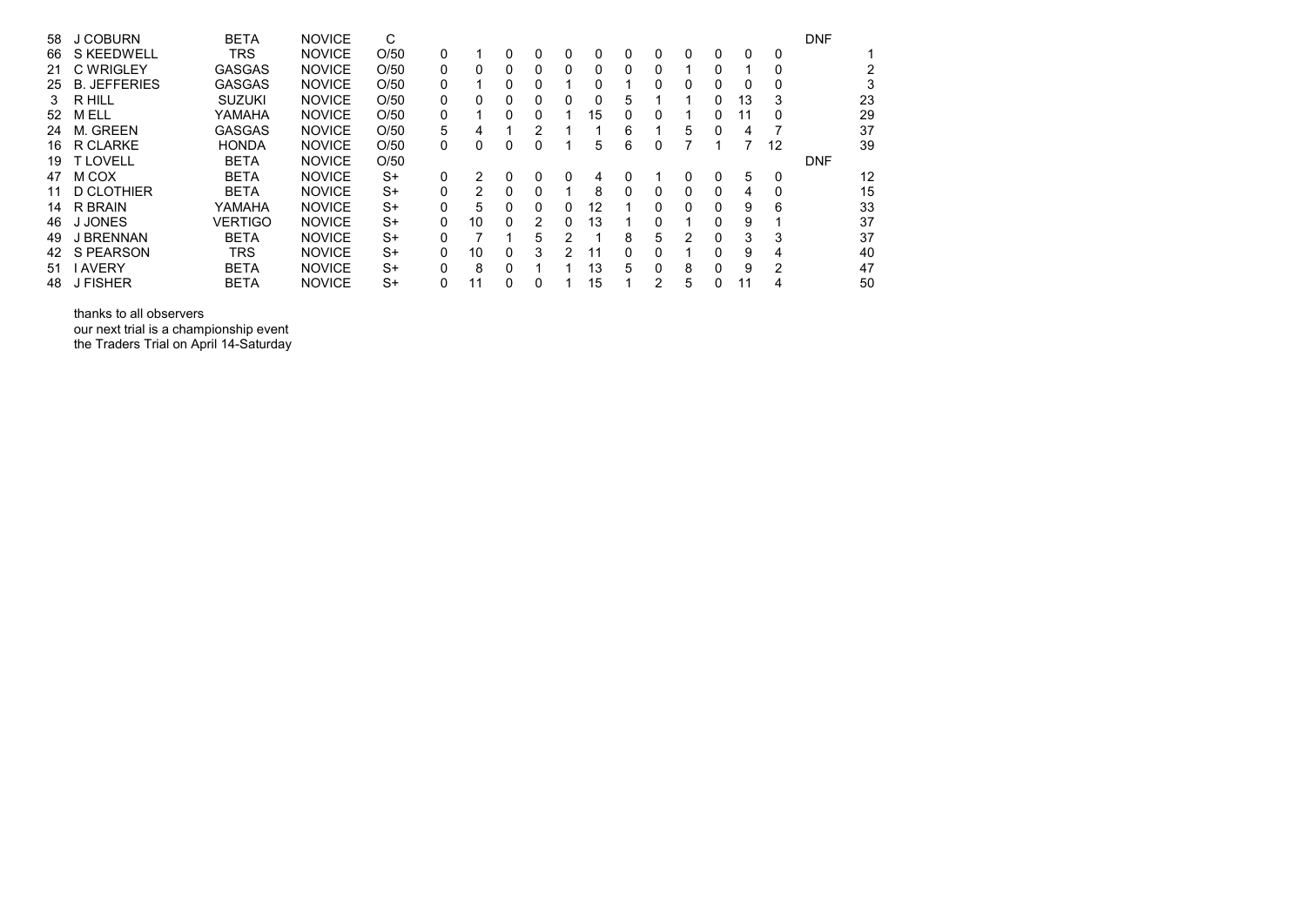| | | | | | | | | | | | | | | | | | | | |
|---|---|---|---|---|---|---|---|---|---|---|---|---|---|---|---|---|---|---|---|
| 58 | J COBURN | BETA | NOVICE | C | | | | | | | | | | | | | | DNF | |
| 66 | S KEEDWELL | TRS | NOVICE | O/50 | 0 | 1 | 0 | 0 | 0 | 0 | 0 | 0 | 0 | 0 | 0 | 0 | | | 1 |
| 21 | C WRIGLEY | GASGAS | NOVICE | O/50 | 0 | 0 | 0 | 0 | 0 | 0 | 0 | 0 | 1 | 0 | 1 | 0 | | | 2 |
| 25 | B. JEFFERIES | GASGAS | NOVICE | O/50 | 0 | 1 | 0 | 0 | 1 | 0 | 1 | 0 | 0 | 0 | 0 | 0 | | | 3 |
| 3 | R HILL | SUZUKI | NOVICE | O/50 | 0 | 0 | 0 | 0 | 0 | 0 | 5 | 1 | 1 | 0 | 13 | 3 | | | 23 |
| 52 | M ELL | YAMAHA | NOVICE | O/50 | 0 | 1 | 0 | 0 | 1 | 15 | 0 | 0 | 1 | 0 | 11 | 0 | | | 29 |
| 24 | M. GREEN | GASGAS | NOVICE | O/50 | 5 | 4 | 1 | 2 | 1 | 1 | 6 | 1 | 5 | 0 | 4 | 7 | | | 37 |
| 16 | R CLARKE | HONDA | NOVICE | O/50 | 0 | 0 | 0 | 0 | 1 | 5 | 6 | 0 | 7 | 1 | 7 | 12 | | | 39 |
| 19 | T LOVELL | BETA | NOVICE | O/50 | | | | | | | | | | | | | | DNF | |
| 47 | M COX | BETA | NOVICE | S+ | 0 | 2 | 0 | 0 | 0 | 4 | 0 | 1 | 0 | 0 | 5 | 0 | | | 12 |
| 11 | D CLOTHIER | BETA | NOVICE | S+ | 0 | 2 | 0 | 0 | 1 | 8 | 0 | 0 | 0 | 0 | 4 | 0 | | | 15 |
| 14 | R BRAIN | YAMAHA | NOVICE | S+ | 0 | 5 | 0 | 0 | 0 | 12 | 1 | 0 | 0 | 0 | 9 | 6 | | | 33 |
| 46 | J JONES | VERTIGO | NOVICE | S+ | 0 | 10 | 0 | 2 | 0 | 13 | 1 | 0 | 1 | 0 | 9 | 1 | | | 37 |
| 49 | J BRENNAN | BETA | NOVICE | S+ | 0 | 7 | 1 | 5 | 2 | 1 | 8 | 5 | 2 | 0 | 3 | 3 | | | 37 |
| 42 | S PEARSON | TRS | NOVICE | S+ | 0 | 10 | 0 | 3 | 2 | 11 | 0 | 0 | 1 | 0 | 9 | 4 | | | 40 |
| 51 | I AVERY | BETA | NOVICE | S+ | 0 | 8 | 0 | 1 | 1 | 13 | 5 | 0 | 8 | 0 | 9 | 2 | | | 47 |
| 48 | J FISHER | BETA | NOVICE | S+ | 0 | 11 | 0 | 0 | 1 | 15 | 1 | 2 | 5 | 0 | 11 | 4 | | | 50 |

thanks to all observers
our next trial is a championship event
the Traders Trial on April 14-Saturday